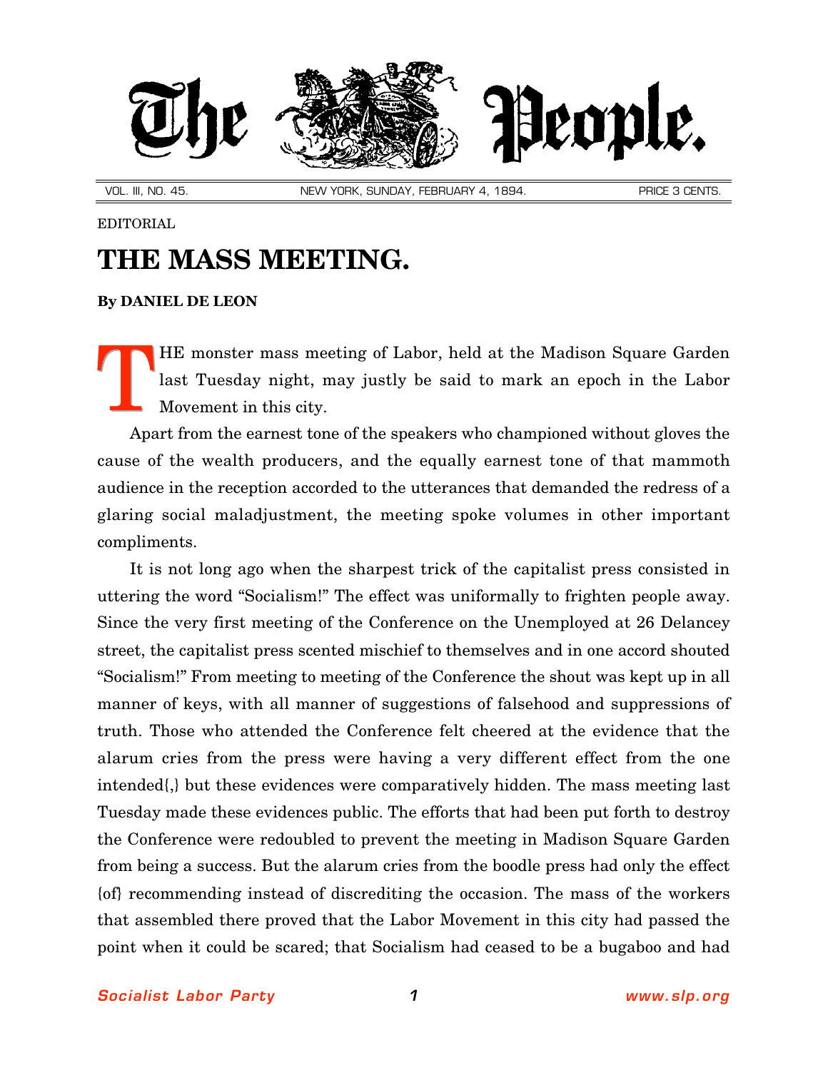# The People.

VOL. III, NO. 45. NEW YORK, SUNDAY, FEBRUARY 4, 1894. PRICE 3 CENTS.

EDITORIAL

## THE MASS MEETING.

**By DANIEL DE LEON**

THE monster mass meeting of Labor, held at the Madison Square Garden last Tuesday night, may justly be said to mark an epoch in the Labor Movement in this city.

Apart from the earnest tone of the speakers who championed without gloves the cause of the wealth producers, and the equally earnest tone of that mammoth audience in the reception accorded to the utterances that demanded the redress of a glaring social maladjustment, the meeting spoke volumes in other important compliments.

It is not long ago when the sharpest trick of the capitalist press consisted in uttering the word "Socialism!" The effect was uniformally to frighten people away. Since the very first meeting of the Conference on the Unemployed at 26 Delancey street, the capitalist press scented mischief to themselves and in one accord shouted "Socialism!" From meeting to meeting of the Conference the shout was kept up in all manner of keys, with all manner of suggestions of falsehood and suppressions of truth. Those who attended the Conference felt cheered at the evidence that the alarum cries from the press were having a very different effect from the one intended{,} but these evidences were comparatively hidden. The mass meeting last Tuesday made these evidences public. The efforts that had been put forth to destroy the Conference were redoubled to prevent the meeting in Madison Square Garden from being a success. But the alarum cries from the boodle press had only the effect {of} recommending instead of discrediting the occasion. The mass of the workers that assembled there proved that the Labor Movement in this city had passed the point when it could be scared; that Socialism had ceased to be a bugaboo and had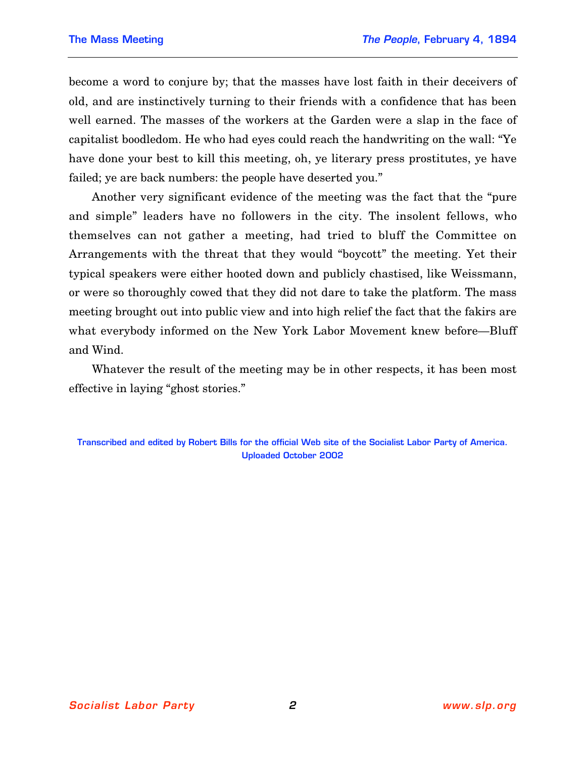become a word to conjure by; that the masses have lost faith in their deceivers of old, and are instinctively turning to their friends with a confidence that has been well earned. The masses of the workers at the Garden were a slap in the face of capitalist boodledom. He who had eyes could reach the handwriting on the wall: "Ye have done your best to kill this meeting, oh, ye literary press prostitutes, ye have failed; ye are back numbers: the people have deserted you."

Another very significant evidence of the meeting was the fact that the "pure and simple" leaders have no followers in the city. The insolent fellows, who themselves can not gather a meeting, had tried to bluff the Committee on Arrangements with the threat that they would "boycott" the meeting. Yet their typical speakers were either hooted down and publicly chastised, like Weissmann, or were so thoroughly cowed that they did not dare to take the platform. The mass meeting brought out into public view and into high relief the fact that the fakirs are what everybody informed on the New York Labor Movement knew before—Bluff and Wind.

Whatever the result of the meeting may be in other respects, it has been most effective in laying "ghost stories."

Transcribed and edited by Robert Bills for the official Web site of the Socialist Labor Party of America.
Uploaded October 2002